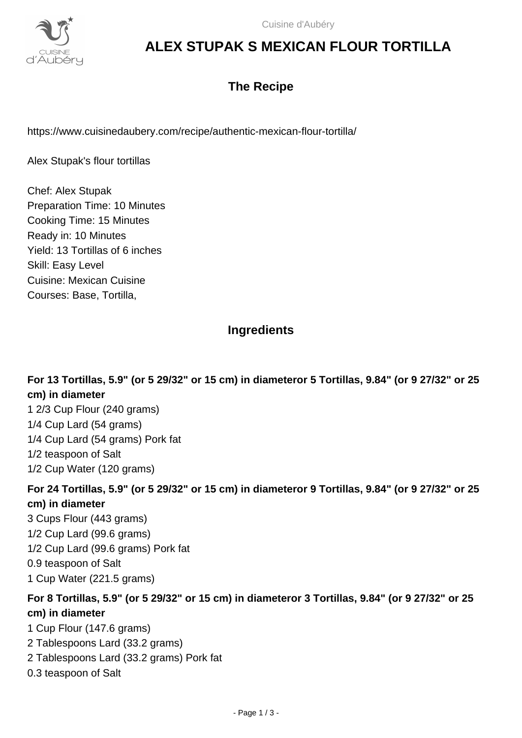# ALEX STUPAK S MEXICAN FLOUR TORTILLA

## The Recipe

https://www.cuisinedaubery.com/recipe/authentic-mexican-flour-tortilla/

Alex Stupak's flour tortillas

Chef: Alex Stupak
Preparation Time: 10 Minutes
Cooking Time: 15 Minutes
Ready in: 10 Minutes
Yield: 13 Tortillas of 6 inches
Skill: Easy Level
Cuisine: Mexican Cuisine
Courses: Base, Tortilla,

## Ingredients

**For 13 Tortillas, 5.9" (or 5 29/32" or 15 cm) in diameteror 5 Tortillas, 9.84" (or 9 27/32" or 25 cm) in diameter**

1 2/3 Cup Flour (240 grams)
1/4 Cup Lard (54 grams)
1/4 Cup Lard (54 grams) Pork fat
1/2 teaspoon of Salt
1/2 Cup Water (120 grams)

**For 24 Tortillas, 5.9" (or 5 29/32" or 15 cm) in diameteror 9 Tortillas, 9.84" (or 9 27/32" or 25 cm) in diameter**

3 Cups Flour (443 grams)
1/2 Cup Lard (99.6 grams)
1/2 Cup Lard (99.6 grams) Pork fat
0.9 teaspoon of Salt
1 Cup Water (221.5 grams)

**For 8 Tortillas, 5.9" (or 5 29/32" or 15 cm) in diameteror 3 Tortillas, 9.84" (or 9 27/32" or 25 cm) in diameter**

1 Cup Flour (147.6 grams)
2 Tablespoons Lard (33.2 grams)
2 Tablespoons Lard (33.2 grams) Pork fat
0.3 teaspoon of Salt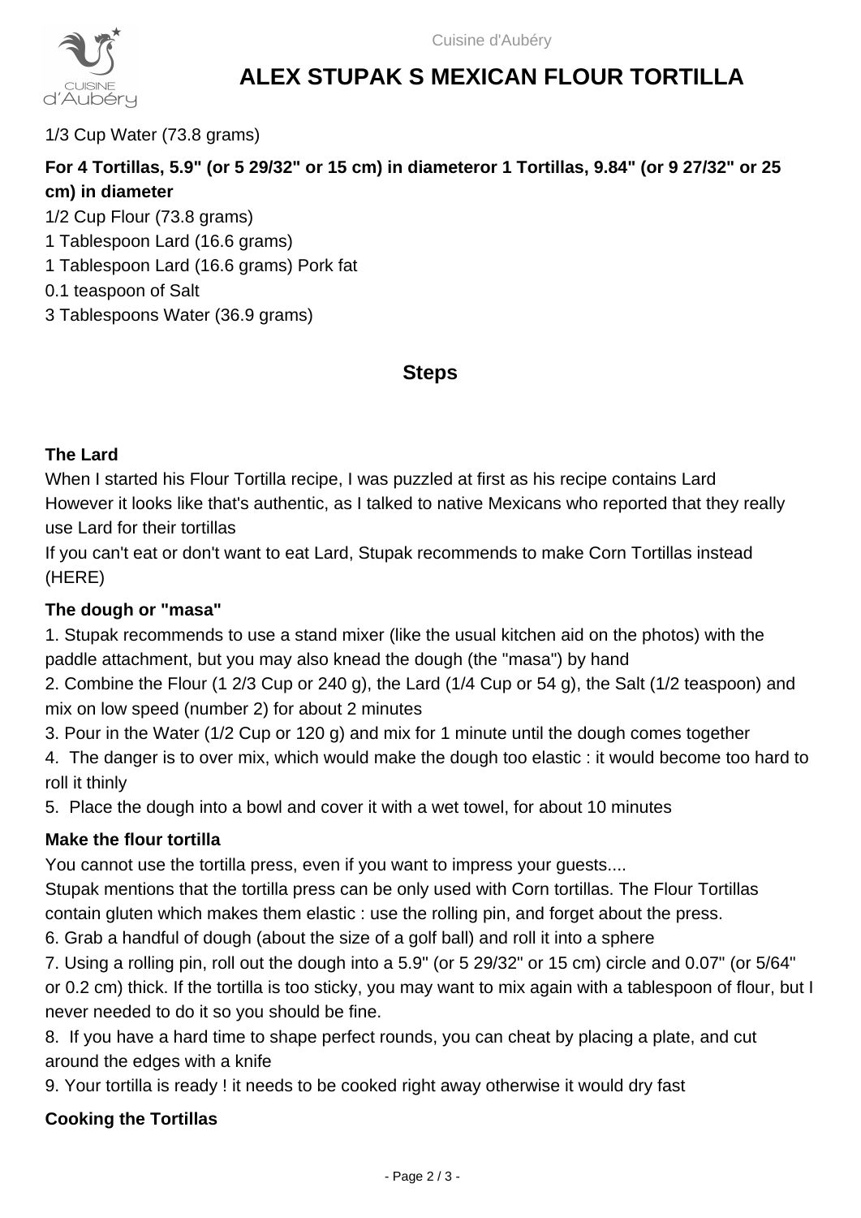# ALEX STUPAK S MEXICAN FLOUR TORTILLA

1/3 Cup Water (73.8 grams)

**For 4 Tortillas, 5.9" (or 5 29/32" or 15 cm) in diameteror 1 Tortillas, 9.84" (or 9 27/32" or 25 cm) in diameter**

1/2 Cup Flour (73.8 grams)
1 Tablespoon Lard (16.6 grams)
1 Tablespoon Lard (16.6 grams) Pork fat
0.1 teaspoon of Salt
3 Tablespoons Water (36.9 grams)

## Steps

### The Lard

When I started his Flour Tortilla recipe, I was puzzled at first as his recipe contains Lard
However it looks like that's authentic, as I talked to native Mexicans who reported that they really use Lard for their tortillas
If you can't eat or don't want to eat Lard, Stupak recommends to make Corn Tortillas instead (HERE)

### The dough or "masa"

1. Stupak recommends to use a stand mixer (like the usual kitchen aid on the photos) with the paddle attachment, but you may also knead the dough (the "masa") by hand
2. Combine the Flour (1 2/3 Cup or 240 g), the Lard (1/4 Cup or 54 g), the Salt (1/2 teaspoon) and mix on low speed (number 2) for about 2 minutes
3. Pour in the Water (1/2 Cup or 120 g) and mix for 1 minute until the dough comes together
4. The danger is to over mix, which would make the dough too elastic : it would become too hard to roll it thinly
5. Place the dough into a bowl and cover it with a wet towel, for about 10 minutes

### Make the flour tortilla

You cannot use the tortilla press, even if you want to impress your guests....
Stupak mentions that the tortilla press can be only used with Corn tortillas. The Flour Tortillas contain gluten which makes them elastic : use the rolling pin, and forget about the press.

6. Grab a handful of dough (about the size of a golf ball) and roll it into a sphere
7. Using a rolling pin, roll out the dough into a 5.9" (or 5 29/32" or 15 cm) circle and 0.07" (or 5/64" or 0.2 cm) thick. If the tortilla is too sticky, you may want to mix again with a tablespoon of flour, but I never needed to do it so you should be fine.
8. If you have a hard time to shape perfect rounds, you can cheat by placing a plate, and cut around the edges with a knife
9. Your tortilla is ready ! it needs to be cooked right away otherwise it would dry fast

### Cooking the Tortillas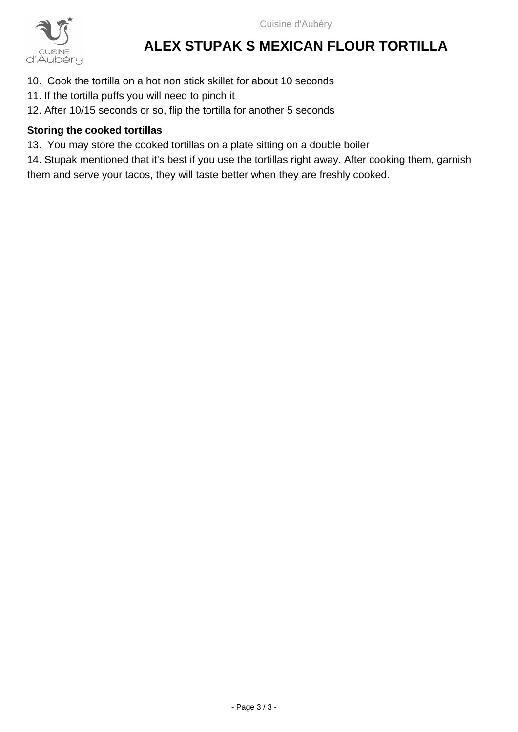10. Cook the tortilla on a hot non stick skillet for about 10 seconds
11. If the tortilla puffs you will need to pinch it
12. After 10/15 seconds or so, flip the tortilla for another 5 seconds

**Storing the cooked tortillas**

13. You may store the cooked tortillas on a plate sitting on a double boiler
14. Stupak mentioned that it's best if you use the tortillas right away. After cooking them, garnish them and serve your tacos, they will taste better when they are freshly cooked.